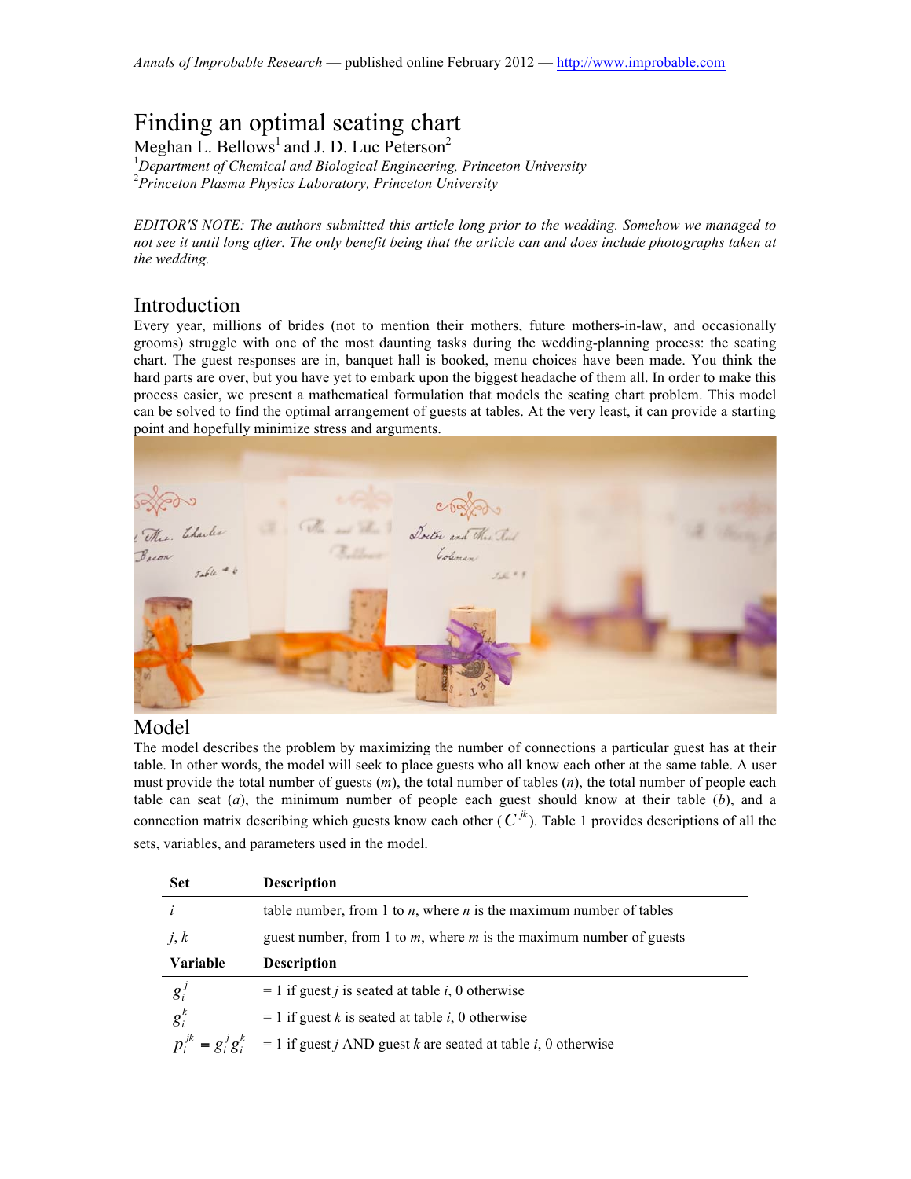*Annals of Improbable Research* — published online February 2012 — http://www.improbable.com

# Finding an optimal seating chart

Meghan L. Bellows[1] and J. D. Luc Peterson[2]

[1]*Department of Chemical and Biological Engineering, Princeton University*
[2]*Princeton Plasma Physics Laboratory, Princeton University*

*EDITOR'S NOTE: The authors submitted this article long prior to the wedding. Somehow we managed to not see it until long after. The only benefit being that the article can and does include photographs taken at the wedding.*

## Introduction

Every year, millions of brides (not to mention their mothers, future mothers-in-law, and occasionally grooms) struggle with one of the most daunting tasks during the wedding-planning process: the seating chart. The guest responses are in, banquet hall is booked, menu choices have been made. You think the hard parts are over, but you have yet to embark upon the biggest headache of them all. In order to make this process easier, we present a mathematical formulation that models the seating chart problem. This model can be solved to find the optimal arrangement of guests at tables. At the very least, it can provide a starting point and hopefully minimize stress and arguments.

## Model

The model describes the problem by maximizing the number of connections a particular guest has at their table. In other words, the model will seek to place guests who all know each other at the same table. A user must provide the total number of guests ($m$), the total number of tables ($n$), the total number of people each table can seat ($a$), the minimum number of people each guest should know at their table ($b$), and a connection matrix describing which guests know each other ($C^{jk}$). Table 1 provides descriptions of all the sets, variables, and parameters used in the model.

| **Set** | **Description** |
|---|---|
| $i$ | table number, from 1 to $n$, where $n$ is the maximum number of tables |
| $j$, $k$ | guest number, from 1 to $m$, where $m$ is the maximum number of guests |
| **Variable** | **Description** |
| $g_i^j$ | = 1 if guest $j$ is seated at table $i$, 0 otherwise |
| $g_i^k$ | = 1 if guest $k$ is seated at table $i$, 0 otherwise |
| $p_i^{jk} = g_i^j g_i^k$ | = 1 if guest $j$ AND guest $k$ are seated at table $i$, 0 otherwise |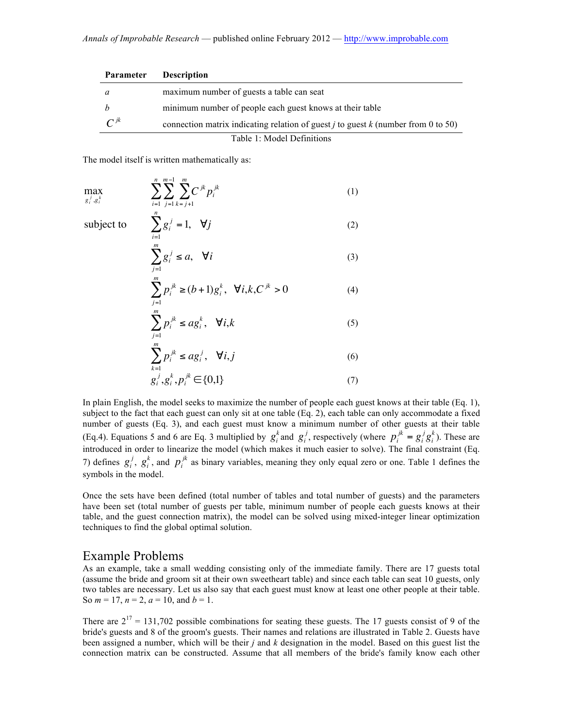| Parameter | Description |
|---|---|
| $a$ | maximum number of guests a table can seat |
| $b$ | minimum number of people each guest knows at their table |
| $C^{jk}$ | connection matrix indicating relation of guest $j$ to guest $k$ (number from 0 to 50) |

Table 1: Model Definitions

The model itself is written mathematically as:

$$\max_{g_i^j, g_i^k} \quad \sum_{i=1}^{n} \sum_{j=1}^{m-1} \sum_{k=j+1}^{m} C^{jk} p_i^{jk} \tag{1}$$

$$\text{subject to} \quad \sum_{i=1}^{n} g_i^j = 1, \quad \forall j \tag{2}$$

$$\sum_{j=1}^{m} g_i^j \leq a, \quad \forall i \tag{3}$$

$$\sum_{j=1}^{m} p_i^{jk} \geq (b+1) g_i^k, \quad \forall i,k, C^{jk} > 0 \tag{4}$$

$$\sum_{j=1}^{m} p_i^{jk} \leq a g_i^k, \quad \forall i,k \tag{5}$$

$$\sum_{k=1}^{m} p_i^{jk} \leq a g_i^j, \quad \forall i,j \tag{6}$$

$$g_i^j, g_i^k, p_i^{jk} \in \{0,1\} \tag{7}$$

In plain English, the model seeks to maximize the number of people each guest knows at their table (Eq. 1), subject to the fact that each guest can only sit at one table (Eq. 2), each table can only accommodate a fixed number of guests (Eq. 3), and each guest must know a minimum number of other guests at their table (Eq.4). Equations 5 and 6 are Eq. 3 multiplied by $g_i^k$ and $g_i^j$, respectively (where $p_i^{jk} = g_i^j g_i^k$). These are introduced in order to linearize the model (which makes it much easier to solve). The final constraint (Eq. 7) defines $g_i^j$, $g_i^k$, and $p_i^{jk}$ as binary variables, meaning they only equal zero or one. Table 1 defines the symbols in the model.

Once the sets have been defined (total number of tables and total number of guests) and the parameters have been set (total number of guests per table, minimum number of people each guests knows at their table, and the guest connection matrix), the model can be solved using mixed-integer linear optimization techniques to find the global optimal solution.

## Example Problems

As an example, take a small wedding consisting only of the immediate family. There are 17 guests total (assume the bride and groom sit at their own sweetheart table) and since each table can seat 10 guests, only two tables are necessary. Let us also say that each guest must know at least one other people at their table. So $m = 17$, $n = 2$, $a = 10$, and $b = 1$.

There are $2^{17} = 131{,}702$ possible combinations for seating these guests. The 17 guests consist of 9 of the bride's guests and 8 of the groom's guests. Their names and relations are illustrated in Table 2. Guests have been assigned a number, which will be their $j$ and $k$ designation in the model. Based on this guest list the connection matrix can be constructed. Assume that all members of the bride's family know each other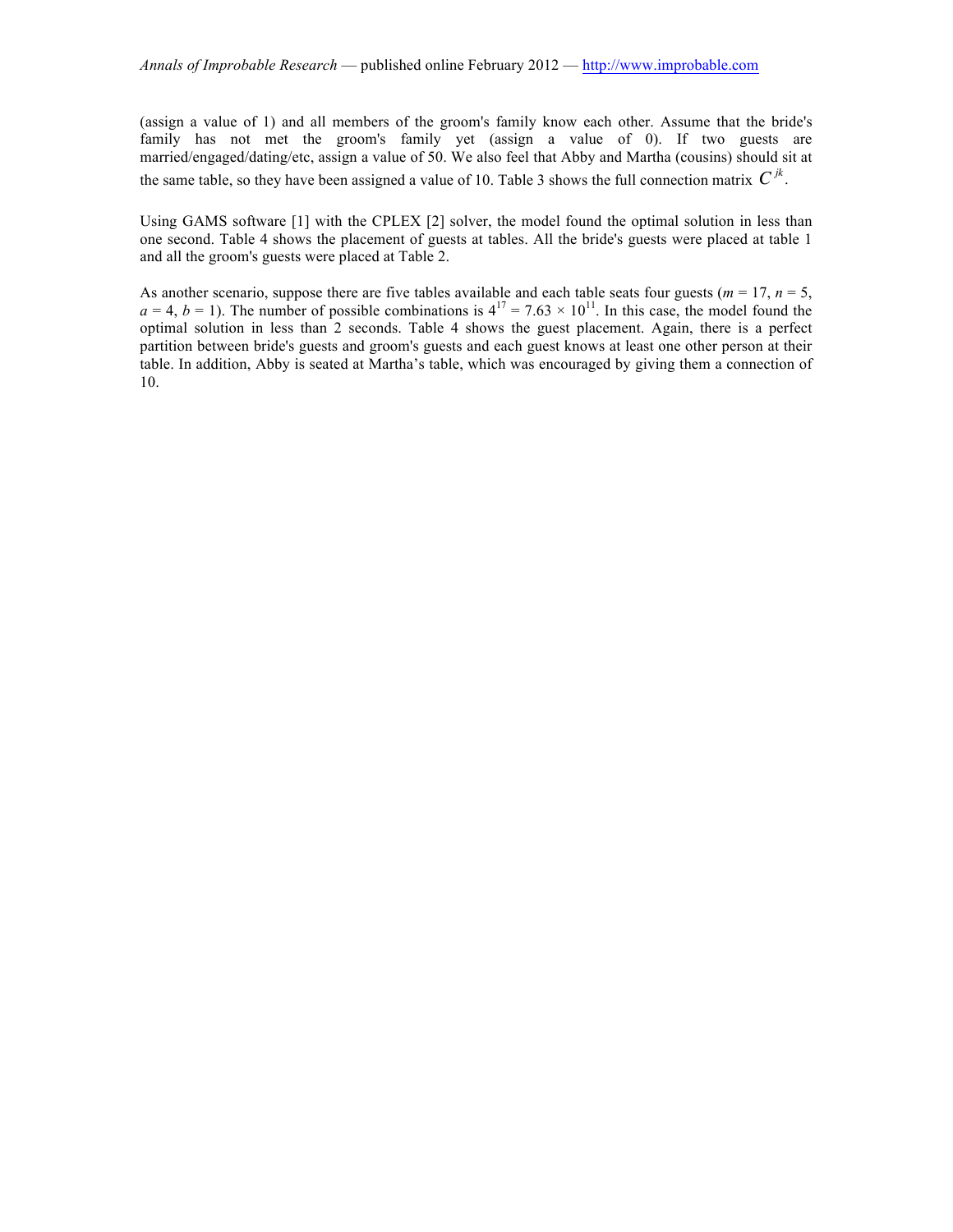(assign a value of 1) and all members of the groom's family know each other. Assume that the bride's family has not met the groom's family yet (assign a value of 0). If two guests are married/engaged/dating/etc, assign a value of 50. We also feel that Abby and Martha (cousins) should sit at the same table, so they have been assigned a value of 10. Table 3 shows the full connection matrix $C^{jk}$.

Using GAMS software [1] with the CPLEX [2] solver, the model found the optimal solution in less than one second. Table 4 shows the placement of guests at tables. All the bride's guests were placed at table 1 and all the groom's guests were placed at Table 2.

As another scenario, suppose there are five tables available and each table seats four guests ($m$ = 17, $n$ = 5, $a$ = 4, $b$ = 1). The number of possible combinations is $4^{17} = 7.63 \times 10^{11}$. In this case, the model found the optimal solution in less than 2 seconds. Table 4 shows the guest placement. Again, there is a perfect partition between bride's guests and groom's guests and each guest knows at least one other person at their table. In addition, Abby is seated at Martha's table, which was encouraged by giving them a connection of 10.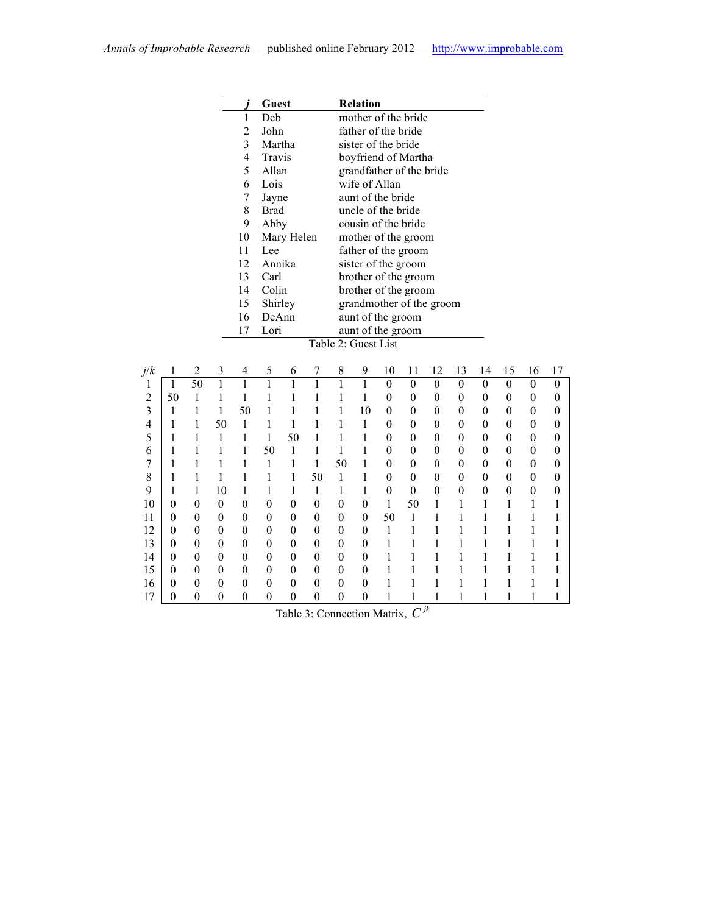| $j$ | Guest | Relation |
|---|---|---|
| 1 | Deb | mother of the bride |
| 2 | John | father of the bride |
| 3 | Martha | sister of the bride |
| 4 | Travis | boyfriend of Martha |
| 5 | Allan | grandfather of the bride |
| 6 | Lois | wife of Allan |
| 7 | Jayne | aunt of the bride |
| 8 | Brad | uncle of the bride |
| 9 | Abby | cousin of the bride |
| 10 | Mary Helen | mother of the groom |
| 11 | Lee | father of the groom |
| 12 | Annika | sister of the groom |
| 13 | Carl | brother of the groom |
| 14 | Colin | brother of the groom |
| 15 | Shirley | grandmother of the groom |
| 16 | DeAnn | aunt of the groom |
| 17 | Lori | aunt of the groom |

Table 2: Guest List

| $j/k$ | 1 | 2 | 3 | 4 | 5 | 6 | 7 | 8 | 9 | 10 | 11 | 12 | 13 | 14 | 15 | 16 | 17 |
|---|---|---|---|---|---|---|---|---|---|---|---|---|---|---|---|---|---|
| 1 | 1 | 50 | 1 | 1 | 1 | 1 | 1 | 1 | 1 | 0 | 0 | 0 | 0 | 0 | 0 | 0 | 0 |
| 2 | 50 | 1 | 1 | 1 | 1 | 1 | 1 | 1 | 1 | 0 | 0 | 0 | 0 | 0 | 0 | 0 | 0 |
| 3 | 1 | 1 | 1 | 50 | 1 | 1 | 1 | 1 | 10 | 0 | 0 | 0 | 0 | 0 | 0 | 0 | 0 |
| 4 | 1 | 1 | 50 | 1 | 1 | 1 | 1 | 1 | 1 | 0 | 0 | 0 | 0 | 0 | 0 | 0 | 0 |
| 5 | 1 | 1 | 1 | 1 | 1 | 50 | 1 | 1 | 1 | 0 | 0 | 0 | 0 | 0 | 0 | 0 | 0 |
| 6 | 1 | 1 | 1 | 1 | 50 | 1 | 1 | 1 | 1 | 0 | 0 | 0 | 0 | 0 | 0 | 0 | 0 |
| 7 | 1 | 1 | 1 | 1 | 1 | 1 | 1 | 50 | 1 | 0 | 0 | 0 | 0 | 0 | 0 | 0 | 0 |
| 8 | 1 | 1 | 1 | 1 | 1 | 1 | 50 | 1 | 1 | 0 | 0 | 0 | 0 | 0 | 0 | 0 | 0 |
| 9 | 1 | 1 | 10 | 1 | 1 | 1 | 1 | 1 | 1 | 0 | 0 | 0 | 0 | 0 | 0 | 0 | 0 |
| 10 | 0 | 0 | 0 | 0 | 0 | 0 | 0 | 0 | 0 | 1 | 50 | 1 | 1 | 1 | 1 | 1 | 1 |
| 11 | 0 | 0 | 0 | 0 | 0 | 0 | 0 | 0 | 0 | 50 | 1 | 1 | 1 | 1 | 1 | 1 | 1 |
| 12 | 0 | 0 | 0 | 0 | 0 | 0 | 0 | 0 | 0 | 1 | 1 | 1 | 1 | 1 | 1 | 1 | 1 |
| 13 | 0 | 0 | 0 | 0 | 0 | 0 | 0 | 0 | 0 | 1 | 1 | 1 | 1 | 1 | 1 | 1 | 1 |
| 14 | 0 | 0 | 0 | 0 | 0 | 0 | 0 | 0 | 0 | 1 | 1 | 1 | 1 | 1 | 1 | 1 | 1 |
| 15 | 0 | 0 | 0 | 0 | 0 | 0 | 0 | 0 | 0 | 1 | 1 | 1 | 1 | 1 | 1 | 1 | 1 |
| 16 | 0 | 0 | 0 | 0 | 0 | 0 | 0 | 0 | 0 | 1 | 1 | 1 | 1 | 1 | 1 | 1 | 1 |
| 17 | 0 | 0 | 0 | 0 | 0 | 0 | 0 | 0 | 0 | 1 | 1 | 1 | 1 | 1 | 1 | 1 | 1 |

Table 3: Connection Matrix, $C^{jk}$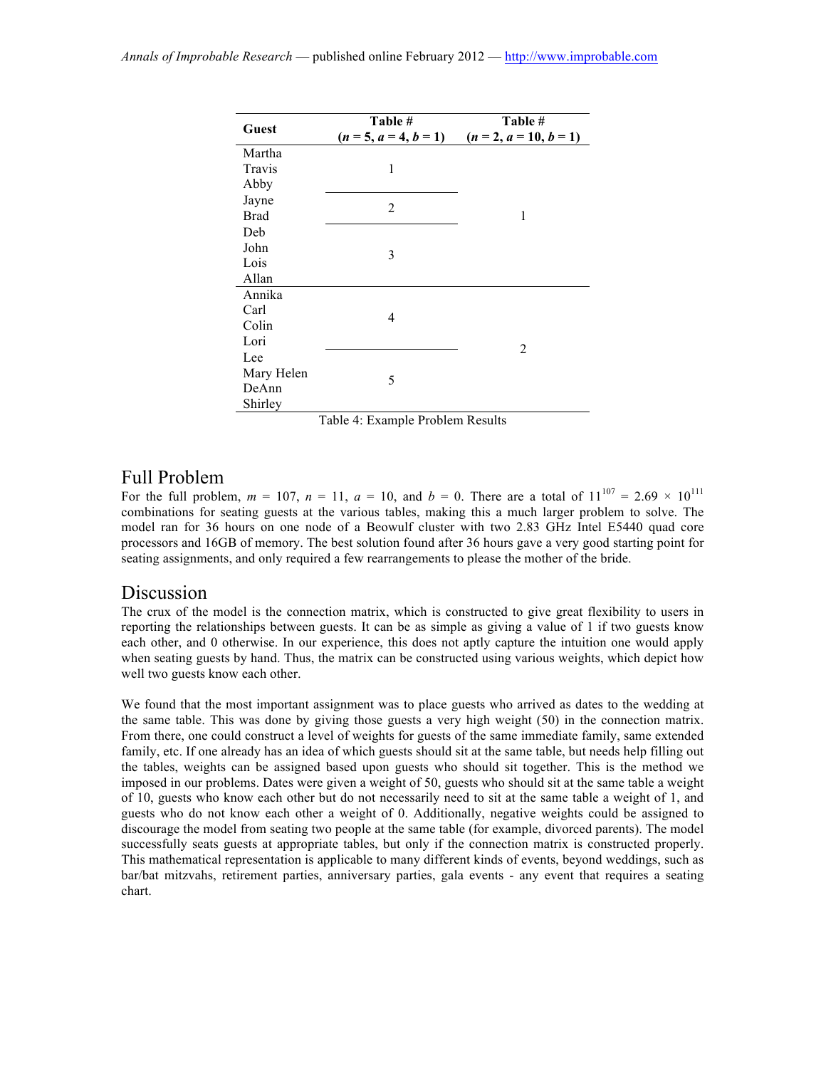| Guest | Table # ($n = 5$, $a = 4$, $b = 1$) | Table # ($n = 2$, $a = 10$, $b = 1$) |
|---|---|---|
| Martha | 1 | 1 |
| Travis | 1 | 1 |
| Abby | 1 | 1 |
| Jayne | 2 | 1 |
| Brad | 2 | 1 |
| Deb | 3 | 1 |
| John | 3 | 1 |
| Lois | 3 | 1 |
| Allan | 3 | 1 |
| Annika | 4 | 2 |
| Carl | 4 | 2 |
| Colin | 4 | 2 |
| Lori | 4 | 2 |
| Lee | 5 | 2 |
| Mary Helen | 5 | 2 |
| DeAnn | 5 | 2 |
| Shirley | 5 | 2 |

Table 4: Example Problem Results

## Full Problem

For the full problem, $m = 107$, $n = 11$, $a = 10$, and $b = 0$. There are a total of $11^{107} = 2.69 \times 10^{111}$ combinations for seating guests at the various tables, making this a much larger problem to solve. The model ran for 36 hours on one node of a Beowulf cluster with two 2.83 GHz Intel E5440 quad core processors and 16GB of memory. The best solution found after 36 hours gave a very good starting point for seating assignments, and only required a few rearrangements to please the mother of the bride.

## Discussion

The crux of the model is the connection matrix, which is constructed to give great flexibility to users in reporting the relationships between guests. It can be as simple as giving a value of 1 if two guests know each other, and 0 otherwise. In our experience, this does not aptly capture the intuition one would apply when seating guests by hand. Thus, the matrix can be constructed using various weights, which depict how well two guests know each other.

We found that the most important assignment was to place guests who arrived as dates to the wedding at the same table. This was done by giving those guests a very high weight (50) in the connection matrix. From there, one could construct a level of weights for guests of the same immediate family, same extended family, etc. If one already has an idea of which guests should sit at the same table, but needs help filling out the tables, weights can be assigned based upon guests who should sit together. This is the method we imposed in our problems. Dates were given a weight of 50, guests who should sit at the same table a weight of 10, guests who know each other but do not necessarily need to sit at the same table a weight of 1, and guests who do not know each other a weight of 0. Additionally, negative weights could be assigned to discourage the model from seating two people at the same table (for example, divorced parents). The model successfully seats guests at appropriate tables, but only if the connection matrix is constructed properly. This mathematical representation is applicable to many different kinds of events, beyond weddings, such as bar/bat mitzvahs, retirement parties, anniversary parties, gala events - any event that requires a seating chart.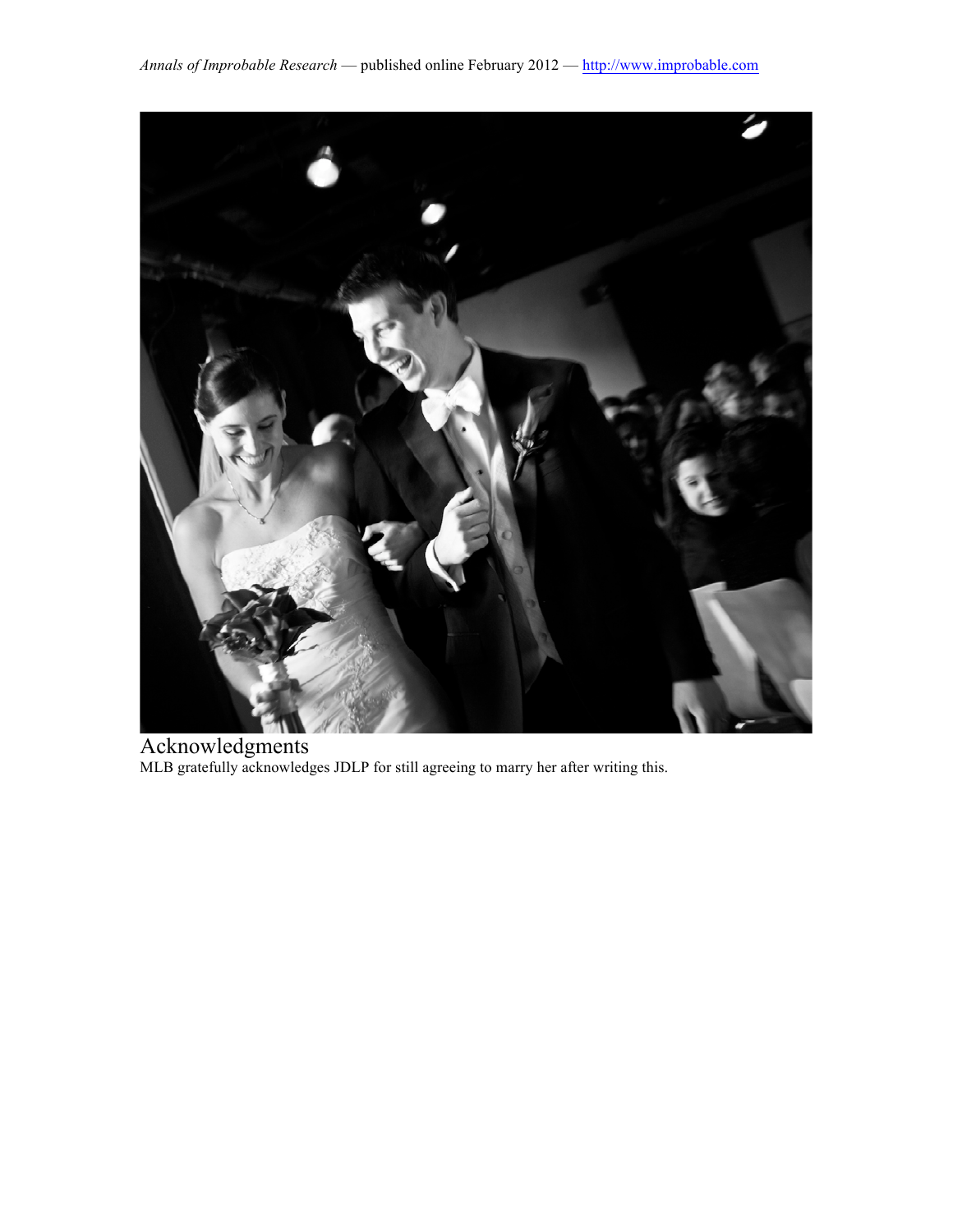## Acknowledgments

MLB gratefully acknowledges JDLP for still agreeing to marry her after writing this.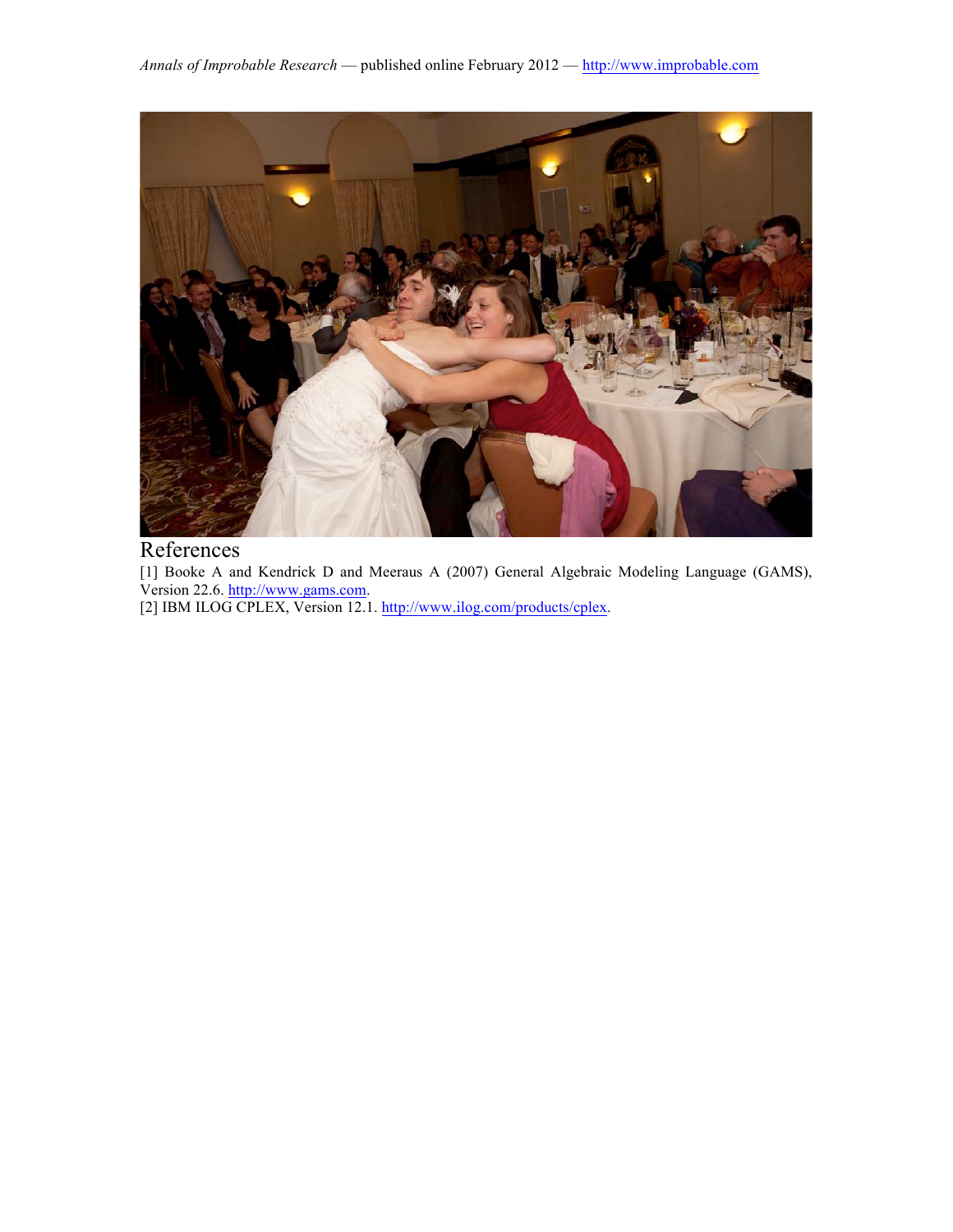# References

[1] Booke A and Kendrick D and Meeraus A (2007) General Algebraic Modeling Language (GAMS), Version 22.6. http://www.gams.com.

[2] IBM ILOG CPLEX, Version 12.1. http://www.ilog.com/products/cplex.